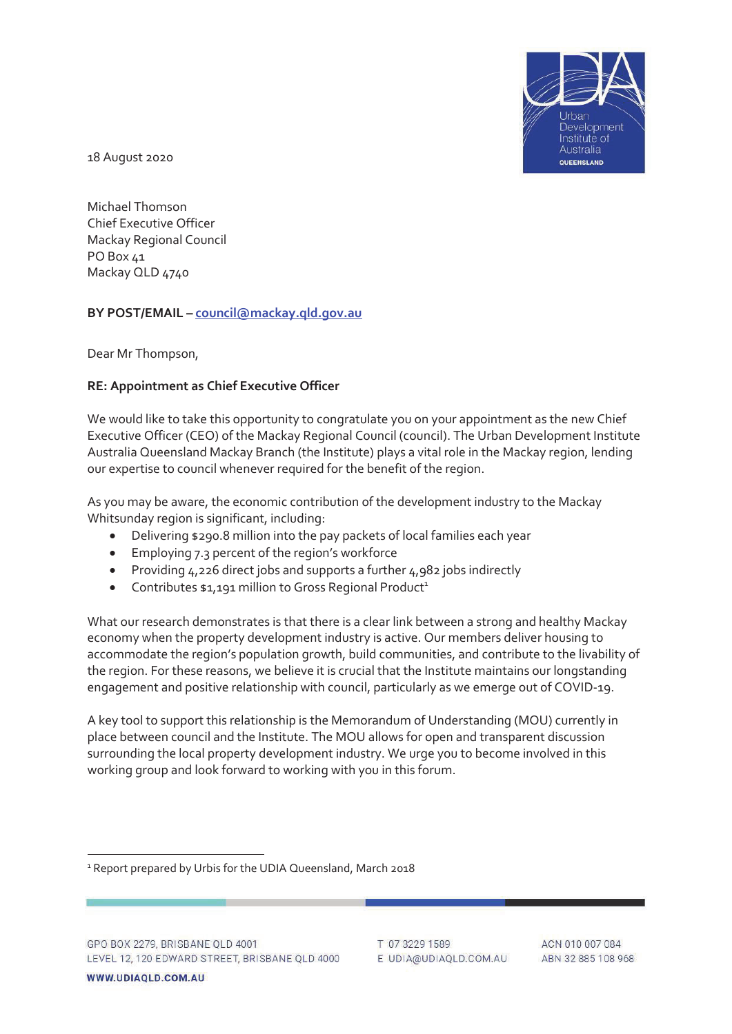18 August 2020

Michael Thomson
Chief Executive Officer
Mackay Regional Council
PO Box 41
Mackay QLD 4740

**BY POST/EMAIL – council@mackay.qld.gov.au**

Dear Mr Thompson,

**RE: Appointment as Chief Executive Officer**

We would like to take this opportunity to congratulate you on your appointment as the new Chief Executive Officer (CEO) of the Mackay Regional Council (council). The Urban Development Institute Australia Queensland Mackay Branch (the Institute) plays a vital role in the Mackay region, lending our expertise to council whenever required for the benefit of the region.

As you may be aware, the economic contribution of the development industry to the Mackay Whitsunday region is significant, including:

- Delivering $290.8 million into the pay packets of local families each year
- Employing 7.3 percent of the region's workforce
- Providing 4,226 direct jobs and supports a further 4,982 jobs indirectly
- Contributes $1,191 million to Gross Regional Product[1]

What our research demonstrates is that there is a clear link between a strong and healthy Mackay economy when the property development industry is active. Our members deliver housing to accommodate the region's population growth, build communities, and contribute to the livability of the region. For these reasons, we believe it is crucial that the Institute maintains our longstanding engagement and positive relationship with council, particularly as we emerge out of COVID-19.

A key tool to support this relationship is the Memorandum of Understanding (MOU) currently in place between council and the Institute. The MOU allows for open and transparent discussion surrounding the local property development industry. We urge you to become involved in this working group and look forward to working with you in this forum.

[1] Report prepared by Urbis for the UDIA Queensland, March 2018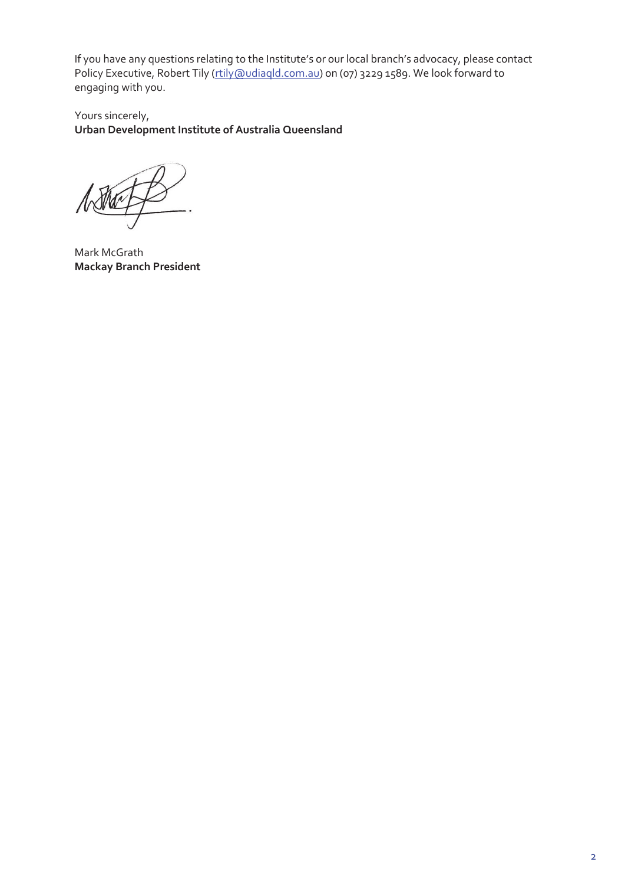If you have any questions relating to the Institute's or our local branch's advocacy, please contact Policy Executive, Robert Tily (rtily@udiaqld.com.au) on (07) 3229 1589. We look forward to engaging with you.

Yours sincerely,
**Urban Development Institute of Australia Queensland**

Mark McGrath
**Mackay Branch President**